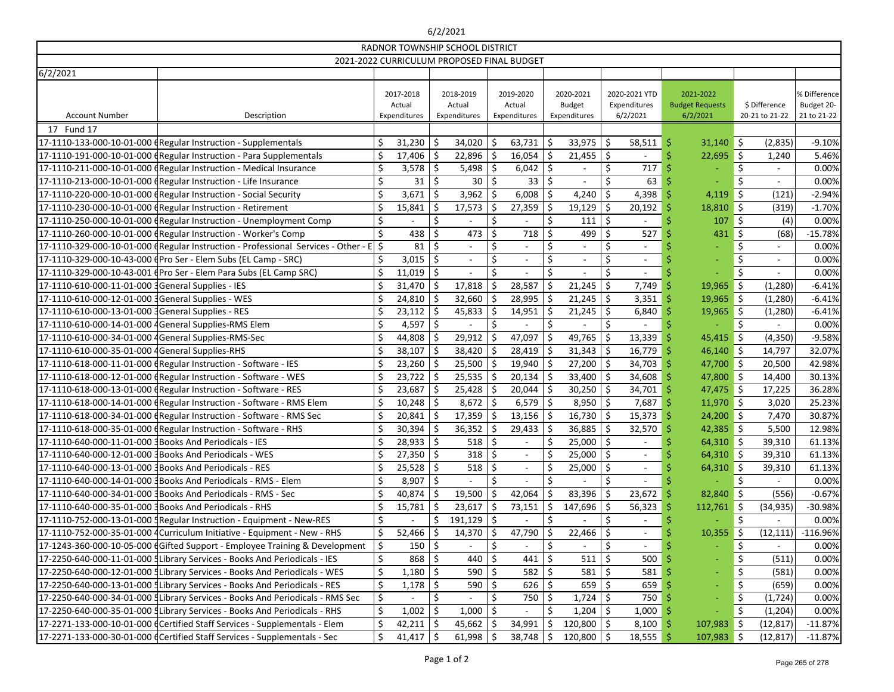6/2/2021

# RADNOR TOWNSHIP SCHOOL DISTRICT

## 2021-2022 CURRICULUM PROPOSED FINAL BUDGET

6/2/2021

| Account Number | Description | 2017-2018 Actual Expenditures | 2018-2019 Actual Expenditures | 2019-2020 Actual Expenditures | 2020-2021 Budget Expenditures | 2020-2021 YTD Expenditures 6/2/2021 | 2021-2022 Budget Requests 6/2/2021 | $ Difference 20-21 to 21-22 | % Difference Budget 20-21 to 21-22 |
|---|---|---|---|---|---|---|---|---|---|
| 17 Fund 17 | | | | | | | | | |
| 17-1110-133-000-10-01-000 | Regular Instruction - Supplementals | $ 31,230 | $ 34,020 | $ 63,731 | $ 33,975 | $ 58,511 | $ 31,140 | $ (2,835) | -9.10% |
| 17-1110-191-000-10-01-000 | Regular Instruction - Para Supplementals | $ 17,406 | $ 22,896 | $ 16,054 | $ 21,455 | $ - | $ 22,695 | $ 1,240 | 5.46% |
| 17-1110-211-000-10-01-000 | Regular Instruction - Medical Insurance | $ 3,578 | $ 5,498 | $ 6,042 | $ - | $ 717 | $ - | $ - | 0.00% |
| 17-1110-213-000-10-01-000 | Regular Instruction - Life Insurance | $ 31 | $ 30 | $ 33 | $ - | $ 63 | $ - | $ - | 0.00% |
| 17-1110-220-000-10-01-000 | Regular Instruction - Social Security | $ 3,671 | $ 3,962 | $ 6,008 | $ 4,240 | $ 4,398 | $ 4,119 | $ (121) | -2.94% |
| 17-1110-230-000-10-01-000 | Regular Instruction - Retirement | $ 15,841 | $ 17,573 | $ 27,359 | $ 19,129 | $ 20,192 | $ 18,810 | $ (319) | -1.70% |
| 17-1110-250-000-10-01-000 | Regular Instruction - Unemployment Comp | $ - | $ - | $ - | $ 111 | $ - | $ 107 | $ (4) | 0.00% |
| 17-1110-260-000-10-01-000 | Regular Instruction - Worker's Comp | $ 438 | $ 473 | $ 718 | $ 499 | $ 527 | $ 431 | $ (68) | -15.78% |
| 17-1110-329-000-10-01-000 | Regular Instruction - Professional Services - Other - E | $ 81 | $ - | $ - | $ - | $ - | $ - | $ - | 0.00% |
| 17-1110-329-000-10-43-000 | Pro Ser - Elem Subs (EL Camp - SRC) | $ 3,015 | $ - | $ - | $ - | $ - | $ - | $ - | 0.00% |
| 17-1110-329-000-10-43-001 | Pro Ser - Elem Para Subs (EL Camp SRC) | $ 11,019 | $ - | $ - | $ - | $ - | $ - | $ - | 0.00% |
| 17-1110-610-000-11-01-000 | General Supplies - IES | $ 31,470 | $ 17,818 | $ 28,587 | $ 21,245 | $ 7,749 | $ 19,965 | $ (1,280) | -6.41% |
| 17-1110-610-000-12-01-000 | General Supplies - WES | $ 24,810 | $ 32,660 | $ 28,995 | $ 21,245 | $ 3,351 | $ 19,965 | $ (1,280) | -6.41% |
| 17-1110-610-000-13-01-000 | General Supplies - RES | $ 23,112 | $ 45,833 | $ 14,951 | $ 21,245 | $ 6,840 | $ 19,965 | $ (1,280) | -6.41% |
| 17-1110-610-000-14-01-000 | General Supplies-RMS Elem | $ 4,597 | $ - | $ - | $ - | $ - | $ - | $ - | 0.00% |
| 17-1110-610-000-34-01-000 | General Supplies-RMS-Sec | $ 44,808 | $ 29,912 | $ 47,097 | $ 49,765 | $ 13,339 | $ 45,415 | $ (4,350) | -9.58% |
| 17-1110-610-000-35-01-000 | General Supplies-RHS | $ 38,107 | $ 38,420 | $ 28,419 | $ 31,343 | $ 16,779 | $ 46,140 | $ 14,797 | 32.07% |
| 17-1110-618-000-11-01-000 | Regular Instruction - Software - IES | $ 23,260 | $ 25,500 | $ 19,940 | $ 27,200 | $ 34,703 | $ 47,700 | $ 20,500 | 42.98% |
| 17-1110-618-000-12-01-000 | Regular Instruction - Software - WES | $ 23,722 | $ 25,535 | $ 20,134 | $ 33,400 | $ 34,608 | $ 47,800 | $ 14,400 | 30.13% |
| 17-1110-618-000-13-01-000 | Regular Instruction - Software - RES | $ 23,687 | $ 25,428 | $ 20,044 | $ 30,250 | $ 34,701 | $ 47,475 | $ 17,225 | 36.28% |
| 17-1110-618-000-14-01-000 | Regular Instruction - Software - RMS Elem | $ 10,248 | $ 8,672 | $ 6,579 | $ 8,950 | $ 7,687 | $ 11,970 | $ 3,020 | 25.23% |
| 17-1110-618-000-34-01-000 | Regular Instruction - Software - RMS Sec | $ 20,841 | $ 17,359 | $ 13,156 | $ 16,730 | $ 15,373 | $ 24,200 | $ 7,470 | 30.87% |
| 17-1110-618-000-35-01-000 | Regular Instruction - Software - RHS | $ 30,394 | $ 36,352 | $ 29,433 | $ 36,885 | $ 32,570 | $ 42,385 | $ 5,500 | 12.98% |
| 17-1110-640-000-11-01-000 | Books And Periodicals - IES | $ 28,933 | $ 518 | $ - | $ 25,000 | $ - | $ 64,310 | $ 39,310 | 61.13% |
| 17-1110-640-000-12-01-000 | Books And Periodicals - WES | $ 27,350 | $ 318 | $ - | $ 25,000 | $ - | $ 64,310 | $ 39,310 | 61.13% |
| 17-1110-640-000-13-01-000 | Books And Periodicals - RES | $ 25,528 | $ 518 | $ - | $ 25,000 | $ - | $ 64,310 | $ 39,310 | 61.13% |
| 17-1110-640-000-14-01-000 | Books And Periodicals - RMS - Elem | $ 8,907 | $ - | $ - | $ - | $ - | $ - | $ - | 0.00% |
| 17-1110-640-000-34-01-000 | Books And Periodicals - RMS - Sec | $ 40,874 | $ 19,500 | $ 42,064 | $ 83,396 | $ 23,672 | $ 82,840 | $ (556) | -0.67% |
| 17-1110-640-000-35-01-000 | Books And Periodicals - RHS | $ 15,781 | $ 23,617 | $ 73,151 | $ 147,696 | $ 56,323 | $ 112,761 | $ (34,935) | -30.98% |
| 17-1110-752-000-13-01-000 | Regular Instruction - Equipment - New-RES | $ - | $ 191,129 | $ - | $ - | $ - | $ - | $ - | 0.00% |
| 17-1110-752-000-35-01-000 | Curriculum Initiative - Equipment - New - RHS | $ 52,466 | $ 14,370 | $ 47,790 | $ 22,466 | $ - | $ 10,355 | $ (12,111) | -116.96% |
| 17-1243-360-000-10-05-000 | Gifted Support - Employee Training & Development | $ 150 | $ - | $ - | $ - | $ - | $ - | $ - | 0.00% |
| 17-2250-640-000-11-01-000 | Library Services - Books And Periodicals - IES | $ 868 | $ 440 | $ 441 | $ 511 | $ 500 | $ - | $ (511) | 0.00% |
| 17-2250-640-000-12-01-000 | Library Services - Books And Periodicals - WES | $ 1,180 | $ 590 | $ 582 | $ 581 | $ 581 | $ - | $ (581) | 0.00% |
| 17-2250-640-000-13-01-000 | Library Services - Books And Periodicals - RES | $ 1,178 | $ 590 | $ 626 | $ 659 | $ 659 | $ - | $ (659) | 0.00% |
| 17-2250-640-000-34-01-000 | Library Services - Books And Periodicals - RMS Sec | $ - | $ - | $ 750 | $ 1,724 | $ 750 | $ - | $ (1,724) | 0.00% |
| 17-2250-640-000-35-01-000 | Library Services - Books And Periodicals - RHS | $ 1,002 | $ 1,000 | $ - | $ 1,204 | $ 1,000 | $ - | $ (1,204) | 0.00% |
| 17-2271-133-000-10-01-000 | Certified Staff Services - Supplementals - Elem | $ 42,211 | $ 45,662 | $ 34,991 | $ 120,800 | $ 8,100 | $ 107,983 | $ (12,817) | -11.87% |
| 17-2271-133-000-30-01-000 | Certified Staff Services - Supplementals - Sec | $ 41,417 | $ 61,998 | $ 38,748 | $ 120,800 | $ 18,555 | $ 107,983 | $ (12,817) | -11.87% |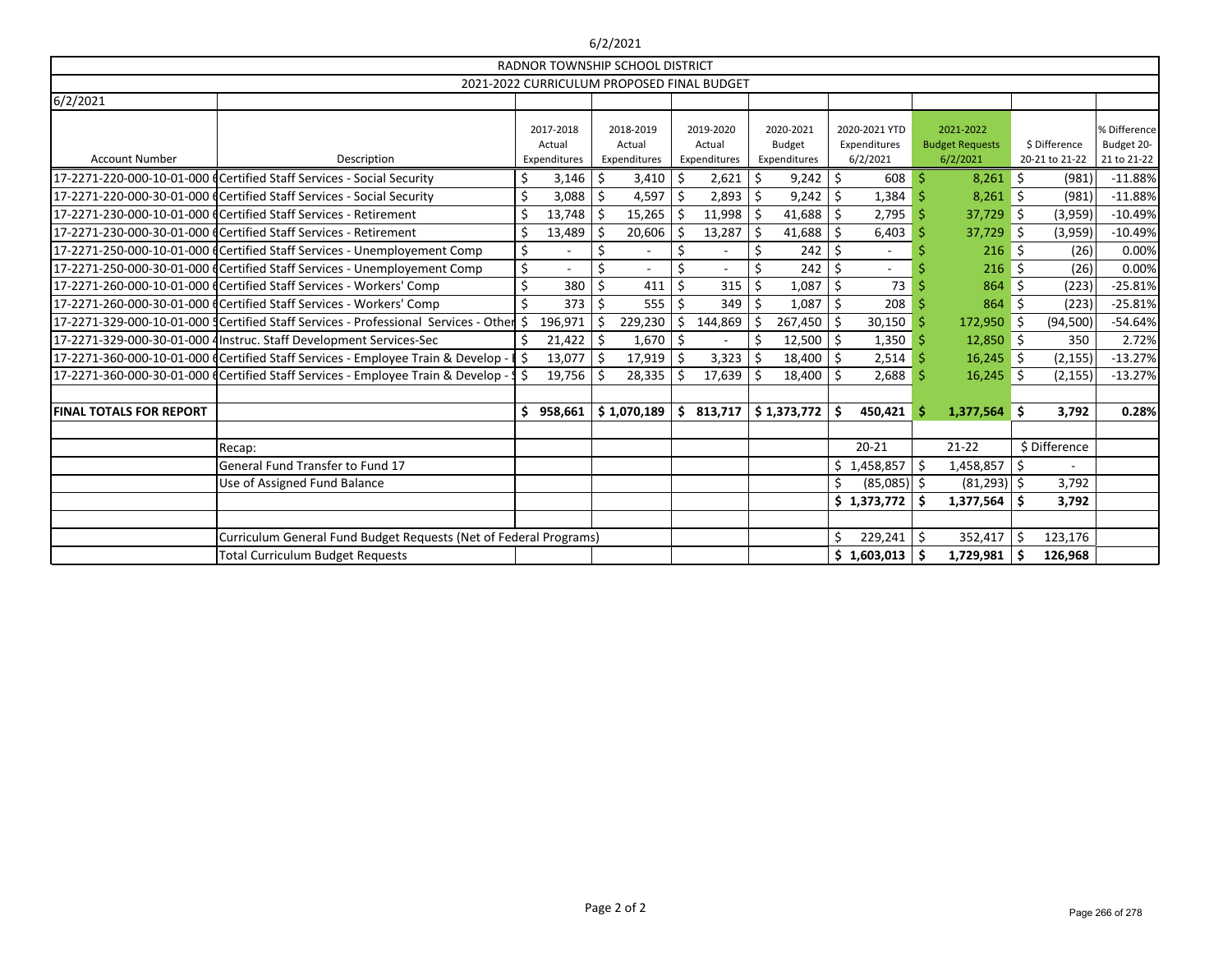6/2/2021

| RADNOR TOWNSHIP SCHOOL DISTRICT | | | | | | | | | | |
|---|---|---|---|---|---|---|---|---|---|---|
| 2021-2022 CURRICULUM PROPOSED FINAL BUDGET | | | | | | | | | | |
| 6/2/2021 | | | | | | | | | | |
| Account Number | Description | 2017-2018 Actual Expenditures | 2018-2019 Actual Expenditures | 2019-2020 Actual Expenditures | 2020-2021 Budget Expenditures | 2020-2021 YTD Expenditures 6/2/2021 | 2021-2022 Budget Requests 6/2/2021 | $ Difference 20-21 to 21-22 | % Difference Budget 20-21 to 21-22 |
| 17-2271-220-000-10-01-000 | Certified Staff Services - Social Security | $ 3,146 | $ 3,410 | $ 2,621 | $ 9,242 | $ 608 | $ 8,261 | $ (981) | -11.88% |
| 17-2271-220-000-30-01-000 | Certified Staff Services - Social Security | $ 3,088 | $ 4,597 | $ 2,893 | $ 9,242 | $ 1,384 | $ 8,261 | $ (981) | -11.88% |
| 17-2271-230-000-10-01-000 | Certified Staff Services - Retirement | $ 13,748 | $ 15,265 | $ 11,998 | $ 41,688 | $ 2,795 | $ 37,729 | $ (3,959) | -10.49% |
| 17-2271-230-000-30-01-000 | Certified Staff Services - Retirement | $ 13,489 | $ 20,606 | $ 13,287 | $ 41,688 | $ 6,403 | $ 37,729 | $ (3,959) | -10.49% |
| 17-2271-250-000-10-01-000 | Certified Staff Services - Unemployement Comp | $ - | $ - | $ - | $ 242 | $ - | $ 216 | $ (26) | 0.00% |
| 17-2271-250-000-30-01-000 | Certified Staff Services - Unemployement Comp | $ - | $ - | $ - | $ 242 | $ - | $ 216 | $ (26) | 0.00% |
| 17-2271-260-000-10-01-000 | Certified Staff Services - Workers' Comp | $ 380 | $ 411 | $ 315 | $ 1,087 | $ 73 | $ 864 | $ (223) | -25.81% |
| 17-2271-260-000-30-01-000 | Certified Staff Services - Workers' Comp | $ 373 | $ 555 | $ 349 | $ 1,087 | $ 208 | $ 864 | $ (223) | -25.81% |
| 17-2271-329-000-10-01-000 | Certified Staff Services - Professional Services - Other | $ 196,971 | $ 229,230 | $ 144,869 | $ 267,450 | $ 30,150 | $ 172,950 | $ (94,500) | -54.64% |
| 17-2271-329-000-30-01-000 | Instruc. Staff Development Services-Sec | $ 21,422 | $ 1,670 | $ - | $ 12,500 | $ 1,350 | $ 12,850 | $ 350 | 2.72% |
| 17-2271-360-000-10-01-000 | Certified Staff Services - Employee Train & Develop - | $ 13,077 | $ 17,919 | $ 3,323 | $ 18,400 | $ 2,514 | $ 16,245 | $ (2,155) | -13.27% |
| 17-2271-360-000-30-01-000 | Certified Staff Services - Employee Train & Develop - | $ 19,756 | $ 28,335 | $ 17,639 | $ 18,400 | $ 2,688 | $ 16,245 | $ (2,155) | -13.27% |
| | | | | | | | | | |
| **FINAL TOTALS FOR REPORT** | | **$ 958,661** | **$ 1,070,189** | **$ 813,717** | **$ 1,373,772** | **$ 450,421** | **$ 1,377,564** | **$ 3,792** | **0.28%** |
| | | | | | | | | | |
| | Recap: | | | | | 20-21 | 21-22 | $ Difference | |
| | General Fund Transfer to Fund 17 | | | | | $ 1,458,857 | $ 1,458,857 | $ - | |
| | Use of Assigned Fund Balance | | | | | $ (85,085) | $ (81,293) | $ 3,792 | |
| | | | | | | **$ 1,373,772** | **$ 1,377,564** | **$ 3,792** | |
| | | | | | | | | | |
| | Curriculum General Fund Budget Requests (Net of Federal Programs) | | | | | $ 229,241 | $ 352,417 | $ 123,176 | |
| | Total Curriculum Budget Requests | | | | | **$ 1,603,013** | **$ 1,729,981** | **$ 126,968** | |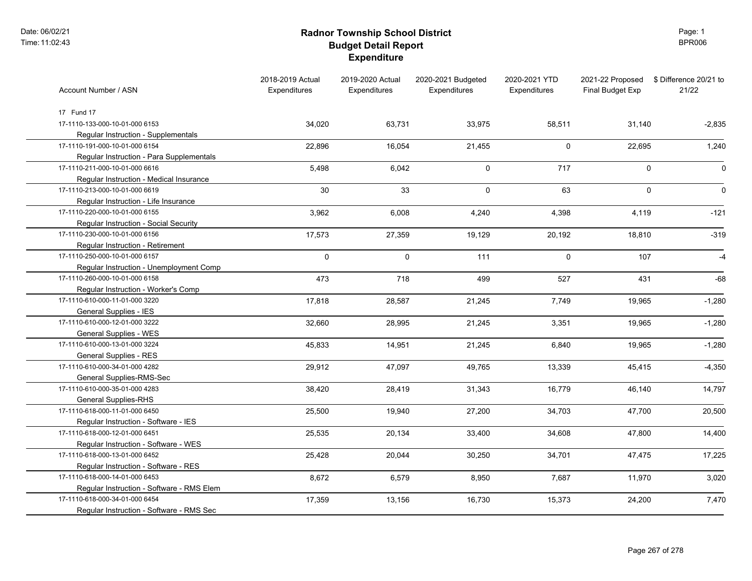# Radnor Township School District
## Budget Detail Report
### Expenditure

| Account Number / ASN | 2018-2019 Actual Expenditures | 2019-2020 Actual Expenditures | 2020-2021 Budgeted Expenditures | 2020-2021 YTD Expenditures | 2021-22 Proposed Final Budget Exp | $ Difference 20/21 to 21/22 |
|---|---|---|---|---|---|---|
| 17 Fund 17 | | | | | | |
| 17-1110-133-000-10-01-000 6153<br>Regular Instruction - Supplementals | 34,020 | 63,731 | 33,975 | 58,511 | 31,140 | -2,835 |
| 17-1110-191-000-10-01-000 6154<br>Regular Instruction - Para Supplementals | 22,896 | 16,054 | 21,455 | 0 | 22,695 | 1,240 |
| 17-1110-211-000-10-01-000 6616<br>Regular Instruction - Medical Insurance | 5,498 | 6,042 | 0 | 717 | 0 | 0 |
| 17-1110-213-000-10-01-000 6619<br>Regular Instruction - Life Insurance | 30 | 33 | 0 | 63 | 0 | 0 |
| 17-1110-220-000-10-01-000 6155<br>Regular Instruction - Social Security | 3,962 | 6,008 | 4,240 | 4,398 | 4,119 | -121 |
| 17-1110-230-000-10-01-000 6156<br>Regular Instruction - Retirement | 17,573 | 27,359 | 19,129 | 20,192 | 18,810 | -319 |
| 17-1110-250-000-10-01-000 6157<br>Regular Instruction - Unemployment Comp | 0 | 0 | 111 | 0 | 107 | -4 |
| 17-1110-260-000-10-01-000 6158<br>Regular Instruction - Worker's Comp | 473 | 718 | 499 | 527 | 431 | -68 |
| 17-1110-610-000-11-01-000 3220<br>General Supplies - IES | 17,818 | 28,587 | 21,245 | 7,749 | 19,965 | -1,280 |
| 17-1110-610-000-12-01-000 3222<br>General Supplies - WES | 32,660 | 28,995 | 21,245 | 3,351 | 19,965 | -1,280 |
| 17-1110-610-000-13-01-000 3224<br>General Supplies - RES | 45,833 | 14,951 | 21,245 | 6,840 | 19,965 | -1,280 |
| 17-1110-610-000-34-01-000 4282<br>General Supplies-RMS-Sec | 29,912 | 47,097 | 49,765 | 13,339 | 45,415 | -4,350 |
| 17-1110-610-000-35-01-000 4283<br>General Supplies-RHS | 38,420 | 28,419 | 31,343 | 16,779 | 46,140 | 14,797 |
| 17-1110-618-000-11-01-000 6450<br>Regular Instruction - Software - IES | 25,500 | 19,940 | 27,200 | 34,703 | 47,700 | 20,500 |
| 17-1110-618-000-12-01-000 6451<br>Regular Instruction - Software - WES | 25,535 | 20,134 | 33,400 | 34,608 | 47,800 | 14,400 |
| 17-1110-618-000-13-01-000 6452<br>Regular Instruction - Software - RES | 25,428 | 20,044 | 30,250 | 34,701 | 47,475 | 17,225 |
| 17-1110-618-000-14-01-000 6453<br>Regular Instruction - Software - RMS Elem | 8,672 | 6,579 | 8,950 | 7,687 | 11,970 | 3,020 |
| 17-1110-618-000-34-01-000 6454<br>Regular Instruction - Software - RMS Sec | 17,359 | 13,156 | 16,730 | 15,373 | 24,200 | 7,470 |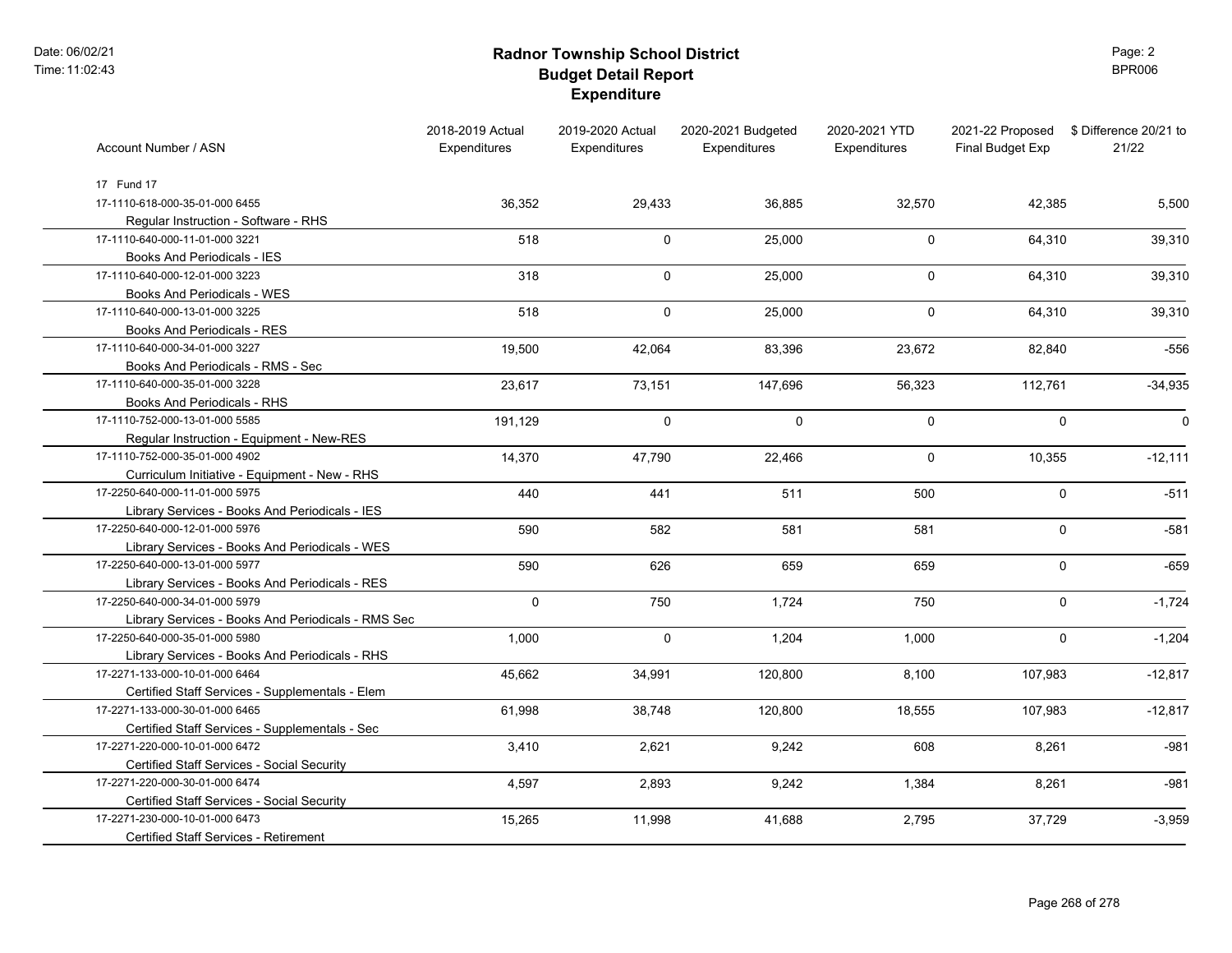# Radnor Township School District
## Budget Detail Report
### Expenditure

| Account Number / ASN | 2018-2019 Actual Expenditures | 2019-2020 Actual Expenditures | 2020-2021 Budgeted Expenditures | 2020-2021 YTD Expenditures | 2021-22 Proposed Final Budget Exp | $ Difference 20/21 to 21/22 |
|---|---|---|---|---|---|---|
| 17 Fund 17 | | | | | | |
| 17-1110-618-000-35-01-000 6455 Regular Instruction - Software - RHS | 36,352 | 29,433 | 36,885 | 32,570 | 42,385 | 5,500 |
| 17-1110-640-000-11-01-000 3221 Books And Periodicals - IES | 518 | 0 | 25,000 | 0 | 64,310 | 39,310 |
| 17-1110-640-000-12-01-000 3223 Books And Periodicals - WES | 318 | 0 | 25,000 | 0 | 64,310 | 39,310 |
| 17-1110-640-000-13-01-000 3225 Books And Periodicals - RES | 518 | 0 | 25,000 | 0 | 64,310 | 39,310 |
| 17-1110-640-000-34-01-000 3227 Books And Periodicals - RMS - Sec | 19,500 | 42,064 | 83,396 | 23,672 | 82,840 | -556 |
| 17-1110-640-000-35-01-000 3228 Books And Periodicals - RHS | 23,617 | 73,151 | 147,696 | 56,323 | 112,761 | -34,935 |
| 17-1110-752-000-13-01-000 5585 Regular Instruction - Equipment - New-RES | 191,129 | 0 | 0 | 0 | 0 | 0 |
| 17-1110-752-000-35-01-000 4902 Curriculum Initiative - Equipment - New - RHS | 14,370 | 47,790 | 22,466 | 0 | 10,355 | -12,111 |
| 17-2250-640-000-11-01-000 5975 Library Services - Books And Periodicals - IES | 440 | 441 | 511 | 500 | 0 | -511 |
| 17-2250-640-000-12-01-000 5976 Library Services - Books And Periodicals - WES | 590 | 582 | 581 | 581 | 0 | -581 |
| 17-2250-640-000-13-01-000 5977 Library Services - Books And Periodicals - RES | 590 | 626 | 659 | 659 | 0 | -659 |
| 17-2250-640-000-34-01-000 5979 Library Services - Books And Periodicals - RMS Sec | 0 | 750 | 1,724 | 750 | 0 | -1,724 |
| 17-2250-640-000-35-01-000 5980 Library Services - Books And Periodicals - RHS | 1,000 | 0 | 1,204 | 1,000 | 0 | -1,204 |
| 17-2271-133-000-10-01-000 6464 Certified Staff Services - Supplementals - Elem | 45,662 | 34,991 | 120,800 | 8,100 | 107,983 | -12,817 |
| 17-2271-133-000-30-01-000 6465 Certified Staff Services - Supplementals - Sec | 61,998 | 38,748 | 120,800 | 18,555 | 107,983 | -12,817 |
| 17-2271-220-000-10-01-000 6472 Certified Staff Services - Social Security | 3,410 | 2,621 | 9,242 | 608 | 8,261 | -981 |
| 17-2271-220-000-30-01-000 6474 Certified Staff Services - Social Security | 4,597 | 2,893 | 9,242 | 1,384 | 8,261 | -981 |
| 17-2271-230-000-10-01-000 6473 Certified Staff Services - Retirement | 15,265 | 11,998 | 41,688 | 2,795 | 37,729 | -3,959 |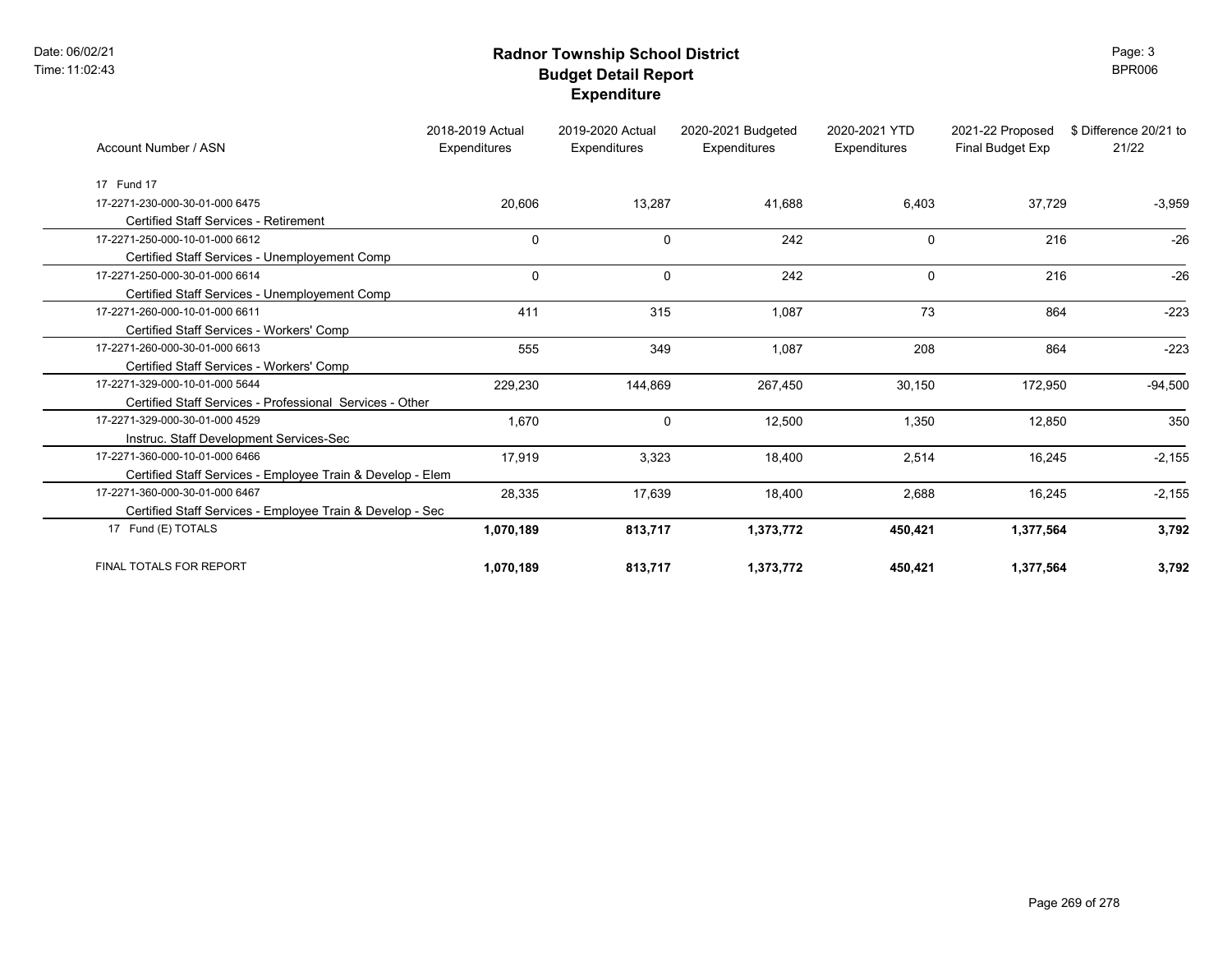# Radnor Township School District
## Budget Detail Report
### Expenditure

| Account Number / ASN | 2018-2019 Actual Expenditures | 2019-2020 Actual Expenditures | 2020-2021 Budgeted Expenditures | 2020-2021 YTD Expenditures | 2021-22 Proposed Final Budget Exp | $ Difference 20/21 to 21/22 |
|---|---|---|---|---|---|---|
| 17 Fund 17 | | | | | | |
| 17-2271-230-000-30-01-000 6475<br>Certified Staff Services - Retirement | 20,606 | 13,287 | 41,688 | 6,403 | 37,729 | -3,959 |
| 17-2271-250-000-10-01-000 6612<br>Certified Staff Services - Unemployement Comp | 0 | 0 | 242 | 0 | 216 | -26 |
| 17-2271-250-000-30-01-000 6614<br>Certified Staff Services - Unemployement Comp | 0 | 0 | 242 | 0 | 216 | -26 |
| 17-2271-260-000-10-01-000 6611<br>Certified Staff Services - Workers' Comp | 411 | 315 | 1,087 | 73 | 864 | -223 |
| 17-2271-260-000-30-01-000 6613<br>Certified Staff Services - Workers' Comp | 555 | 349 | 1,087 | 208 | 864 | -223 |
| 17-2271-329-000-10-01-000 5644<br>Certified Staff Services - Professional Services - Other | 229,230 | 144,869 | 267,450 | 30,150 | 172,950 | -94,500 |
| 17-2271-329-000-30-01-000 4529<br>Instruc. Staff Development Services-Sec | 1,670 | 0 | 12,500 | 1,350 | 12,850 | 350 |
| 17-2271-360-000-10-01-000 6466<br>Certified Staff Services - Employee Train & Develop - Elem | 17,919 | 3,323 | 18,400 | 2,514 | 16,245 | -2,155 |
| 17-2271-360-000-30-01-000 6467<br>Certified Staff Services - Employee Train & Develop - Sec | 28,335 | 17,639 | 18,400 | 2,688 | 16,245 | -2,155 |
| 17 Fund (E) TOTALS | **1,070,189** | **813,717** | **1,373,772** | **450,421** | **1,377,564** | **3,792** |
| FINAL TOTALS FOR REPORT | **1,070,189** | **813,717** | **1,373,772** | **450,421** | **1,377,564** | **3,792** |